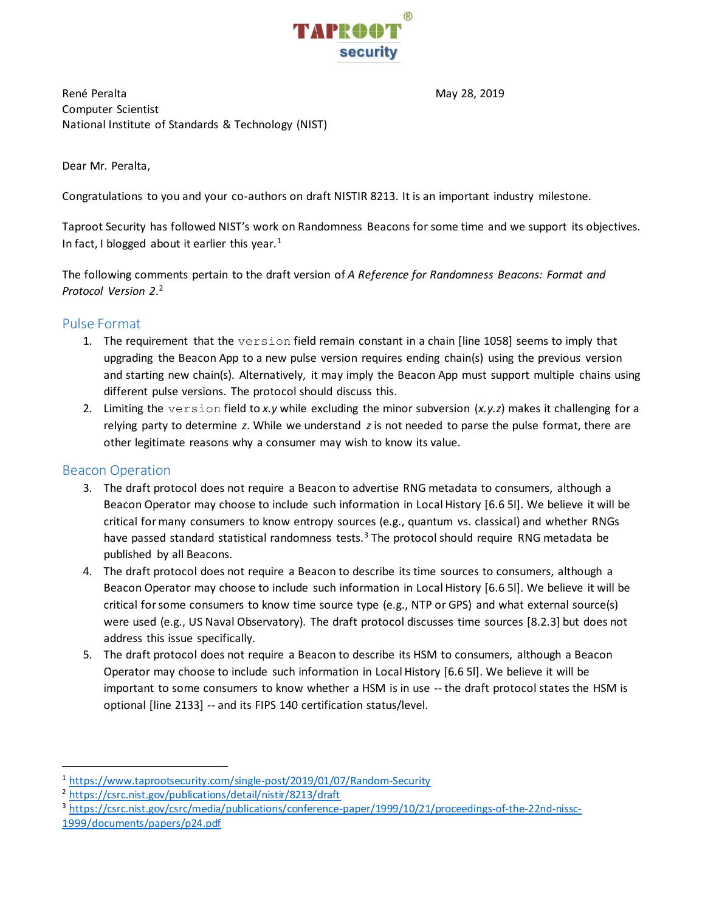TAPROOT® security

René Peralta
Computer Scientist
National Institute of Standards & Technology (NIST)

May 28, 2019

Dear Mr. Peralta,

Congratulations to you and your co-authors on draft NISTIR 8213. It is an important industry milestone.

Taproot Security has followed NIST's work on Randomness Beacons for some time and we support its objectives. In fact, I blogged about it earlier this year.[1]

The following comments pertain to the draft version of *A Reference for Randomness Beacons: Format and Protocol Version 2*.[2]

## Pulse Format

1. The requirement that the `version` field remain constant in a chain [line 1058] seems to imply that upgrading the Beacon App to a new pulse version requires ending chain(s) using the previous version and starting new chain(s). Alternatively, it may imply the Beacon App must support multiple chains using different pulse versions. The protocol should discuss this.
2. Limiting the `version` field to *x.y* while excluding the minor subversion (*x.y.z*) makes it challenging for a relying party to determine *z*. While we understand *z* is not needed to parse the pulse format, there are other legitimate reasons why a consumer may wish to know its value.

## Beacon Operation

3. The draft protocol does not require a Beacon to advertise RNG metadata to consumers, although a Beacon Operator may choose to include such information in Local History [6.6 5l]. We believe it will be critical for many consumers to know entropy sources (e.g., quantum vs. classical) and whether RNGs have passed standard statistical randomness tests.[3] The protocol should require RNG metadata be published by all Beacons.
4. The draft protocol does not require a Beacon to describe its time sources to consumers, although a Beacon Operator may choose to include such information in Local History [6.6 5l]. We believe it will be critical for some consumers to know time source type (e.g., NTP or GPS) and what external source(s) were used (e.g., US Naval Observatory). The draft protocol discusses time sources [8.2.3] but does not address this issue specifically.
5. The draft protocol does not require a Beacon to describe its HSM to consumers, although a Beacon Operator may choose to include such information in Local History [6.6 5l]. We believe it will be important to some consumers to know whether a HSM is in use -- the draft protocol states the HSM is optional [line 2133] -- and its FIPS 140 certification status/level.

---

[1] https://www.taprootsecurity.com/single-post/2019/01/07/Random-Security

[2] https://csrc.nist.gov/publications/detail/nistir/8213/draft

[3] https://csrc.nist.gov/csrc/media/publications/conference-paper/1999/10/21/proceedings-of-the-22nd-nissc-1999/documents/papers/p24.pdf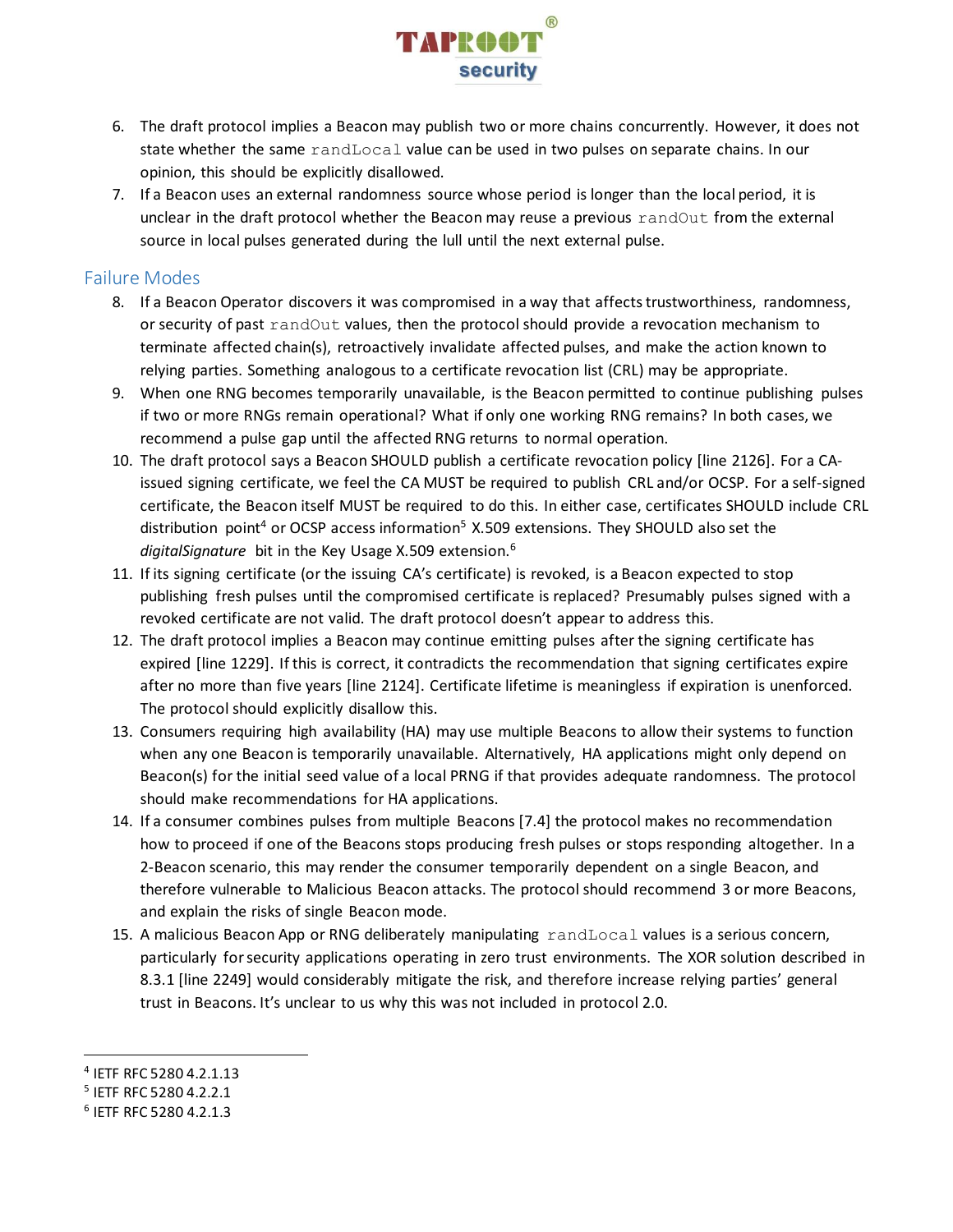6. The draft protocol implies a Beacon may publish two or more chains concurrently. However, it does not state whether the same `randLocal` value can be used in two pulses on separate chains. In our opinion, this should be explicitly disallowed.
7. If a Beacon uses an external randomness source whose period is longer than the local period, it is unclear in the draft protocol whether the Beacon may reuse a previous `randOut` from the external source in local pulses generated during the lull until the next external pulse.

## Failure Modes

8. If a Beacon Operator discovers it was compromised in a way that affects trustworthiness, randomness, or security of past `randOut` values, then the protocol should provide a revocation mechanism to terminate affected chain(s), retroactively invalidate affected pulses, and make the action known to relying parties. Something analogous to a certificate revocation list (CRL) may be appropriate.
9. When one RNG becomes temporarily unavailable, is the Beacon permitted to continue publishing pulses if two or more RNGs remain operational? What if only one working RNG remains? In both cases, we recommend a pulse gap until the affected RNG returns to normal operation.
10. The draft protocol says a Beacon SHOULD publish a certificate revocation policy [line 2126]. For a CA-issued signing certificate, we feel the CA MUST be required to publish CRL and/or OCSP. For a self-signed certificate, the Beacon itself MUST be required to do this. In either case, certificates SHOULD include CRL distribution point[4] or OCSP access information[5] X.509 extensions. They SHOULD also set the *digitalSignature* bit in the Key Usage X.509 extension.[6]
11. If its signing certificate (or the issuing CA's certificate) is revoked, is a Beacon expected to stop publishing fresh pulses until the compromised certificate is replaced? Presumably pulses signed with a revoked certificate are not valid. The draft protocol doesn't appear to address this.
12. The draft protocol implies a Beacon may continue emitting pulses after the signing certificate has expired [line 1229]. If this is correct, it contradicts the recommendation that signing certificates expire after no more than five years [line 2124]. Certificate lifetime is meaningless if expiration is unenforced. The protocol should explicitly disallow this.
13. Consumers requiring high availability (HA) may use multiple Beacons to allow their systems to function when any one Beacon is temporarily unavailable. Alternatively, HA applications might only depend on Beacon(s) for the initial seed value of a local PRNG if that provides adequate randomness. The protocol should make recommendations for HA applications.
14. If a consumer combines pulses from multiple Beacons [7.4] the protocol makes no recommendation how to proceed if one of the Beacons stops producing fresh pulses or stops responding altogether. In a 2-Beacon scenario, this may render the consumer temporarily dependent on a single Beacon, and therefore vulnerable to Malicious Beacon attacks. The protocol should recommend 3 or more Beacons, and explain the risks of single Beacon mode.
15. A malicious Beacon App or RNG deliberately manipulating `randLocal` values is a serious concern, particularly for security applications operating in zero trust environments. The XOR solution described in 8.3.1 [line 2249] would considerably mitigate the risk, and therefore increase relying parties' general trust in Beacons. It's unclear to us why this was not included in protocol 2.0.

---

[4] IETF RFC 5280 4.2.1.13
[5] IETF RFC 5280 4.2.2.1
[6] IETF RFC 5280 4.2.1.3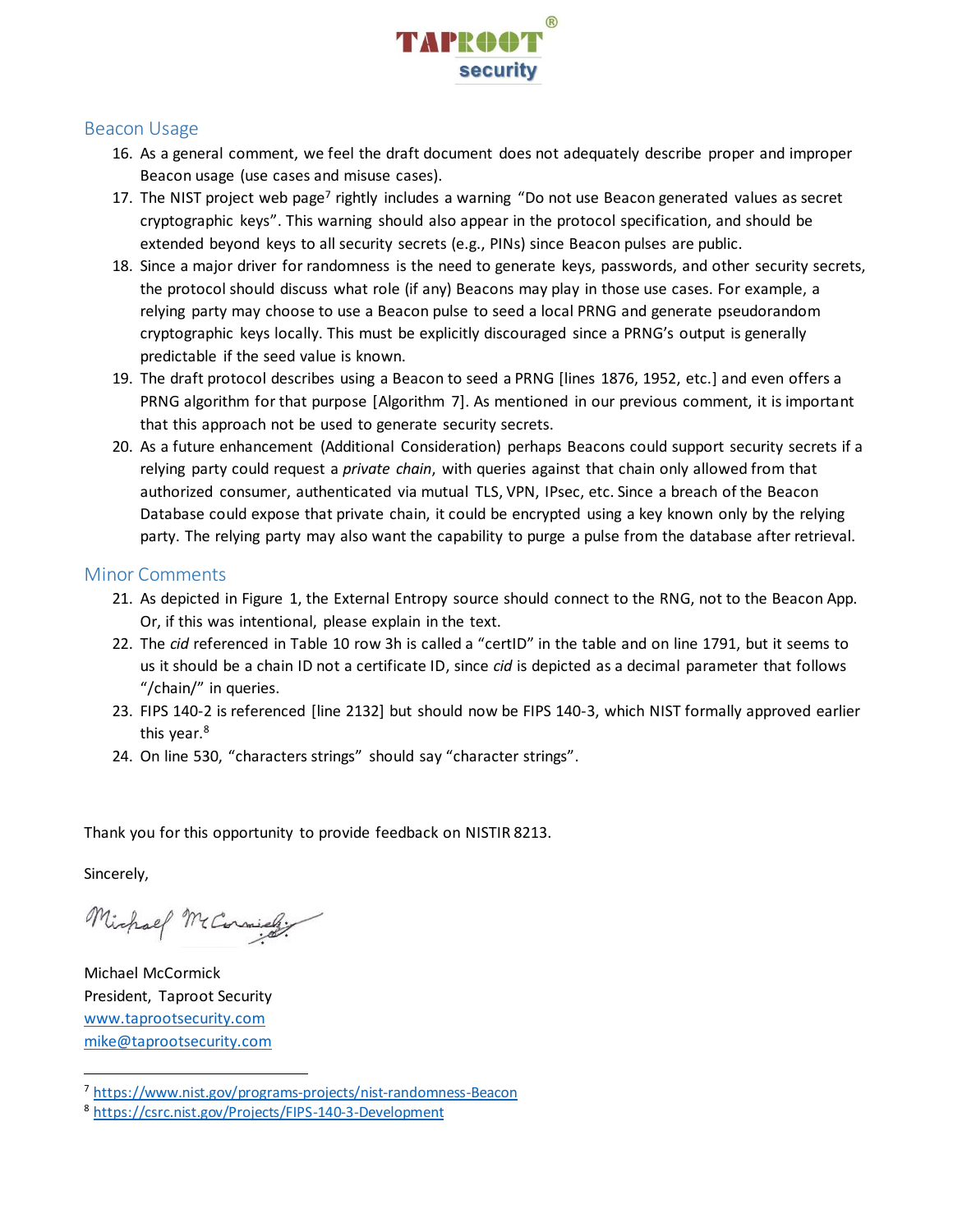## Beacon Usage

16. As a general comment, we feel the draft document does not adequately describe proper and improper Beacon usage (use cases and misuse cases).
17. The NIST project web page[7] rightly includes a warning "Do not use Beacon generated values as secret cryptographic keys". This warning should also appear in the protocol specification, and should be extended beyond keys to all security secrets (e.g., PINs) since Beacon pulses are public.
18. Since a major driver for randomness is the need to generate keys, passwords, and other security secrets, the protocol should discuss what role (if any) Beacons may play in those use cases. For example, a relying party may choose to use a Beacon pulse to seed a local PRNG and generate pseudorandom cryptographic keys locally. This must be explicitly discouraged since a PRNG's output is generally predictable if the seed value is known.
19. The draft protocol describes using a Beacon to seed a PRNG [lines 1876, 1952, etc.] and even offers a PRNG algorithm for that purpose [Algorithm 7]. As mentioned in our previous comment, it is important that this approach not be used to generate security secrets.
20. As a future enhancement (Additional Consideration) perhaps Beacons could support security secrets if a relying party could request a *private chain*, with queries against that chain only allowed from that authorized consumer, authenticated via mutual TLS, VPN, IPsec, etc. Since a breach of the Beacon Database could expose that private chain, it could be encrypted using a key known only by the relying party. The relying party may also want the capability to purge a pulse from the database after retrieval.

## Minor Comments

21. As depicted in Figure 1, the External Entropy source should connect to the RNG, not to the Beacon App. Or, if this was intentional, please explain in the text.
22. The *cid* referenced in Table 10 row 3h is called a "certID" in the table and on line 1791, but it seems to us it should be a chain ID not a certificate ID, since *cid* is depicted as a decimal parameter that follows "/chain/" in queries.
23. FIPS 140-2 is referenced [line 2132] but should now be FIPS 140-3, which NIST formally approved earlier this year.[8]
24. On line 530, "characters strings" should say "character strings".

Thank you for this opportunity to provide feedback on NISTIR 8213.

Sincerely,

Michael McCormick
President, Taproot Security
www.taprootsecurity.com
mike@taprootsecurity.com

[7] https://www.nist.gov/programs-projects/nist-randomness-Beacon
[8] https://csrc.nist.gov/Projects/FIPS-140-3-Development